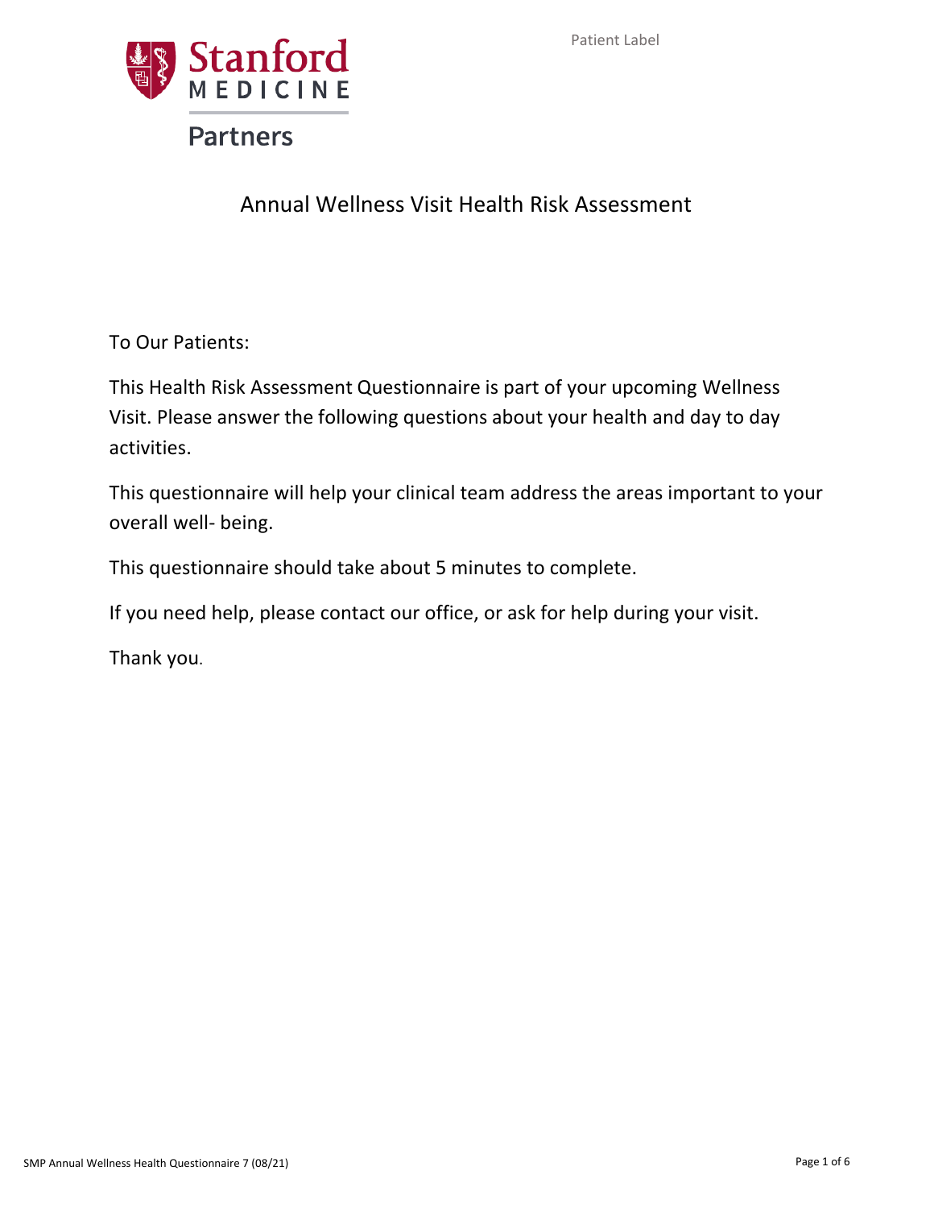Patient Label

Stanford MEDICINE

Partners

# Annual Wellness Visit Health Risk Assessment

To Our Patients:

This Health Risk Assessment Questionnaire is part of your upcoming Wellness Visit. Please answer the following questions about your health and day to day activities.

This questionnaire will help your clinical team address the areas important to your overall well- being.

This questionnaire should take about 5 minutes to complete.

If you need help, please contact our office, or ask for help during your visit.

Thank you.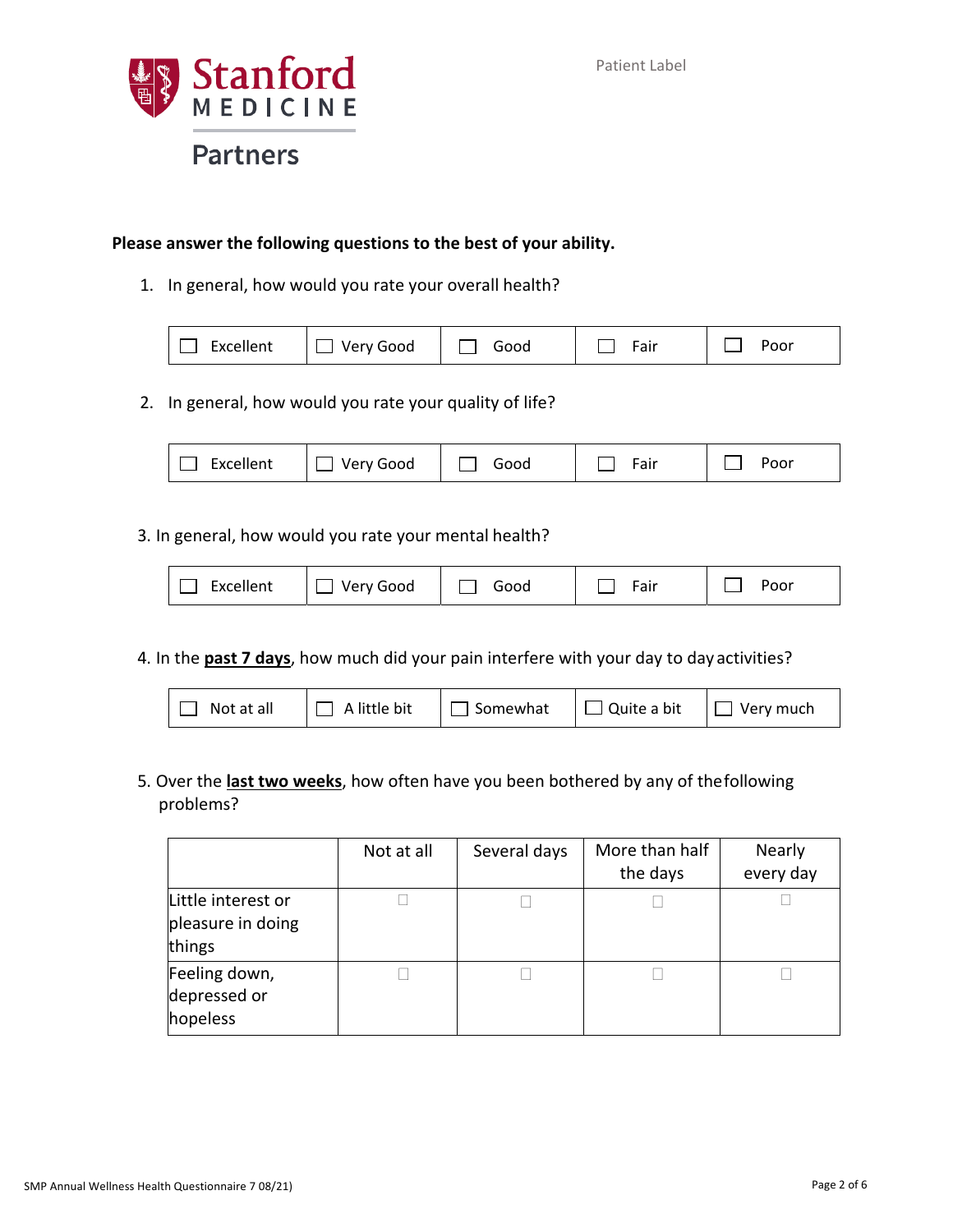Stanford MEDICINE

Partners

Patient Label

**Please answer the following questions to the best of your ability.**

1. In general, how would you rate your overall health?

| ☐ Excellent | ☐ Very Good | ☐ Good | ☐ Fair | ☐ Poor |
|---|---|---|---|---|

2. In general, how would you rate your quality of life?

| ☐ Excellent | ☐ Very Good | ☐ Good | ☐ Fair | ☐ Poor |
|---|---|---|---|---|

3. In general, how would you rate your mental health?

| ☐ Excellent | ☐ Very Good | ☐ Good | ☐ Fair | ☐ Poor |
|---|---|---|---|---|

4. In the **past 7 days**, how much did your pain interfere with your day to day activities?

| ☐ Not at all | ☐ A little bit | ☐ Somewhat | ☐ Quite a bit | ☐ Very much |
|---|---|---|---|---|

5. Over the **last two weeks**, how often have you been bothered by any of the following problems?

| | Not at all | Several days | More than half the days | Nearly every day |
|---|---|---|---|---|
| Little interest or pleasure in doing things | ☐ | ☐ | ☐ | ☐ |
| Feeling down, depressed or hopeless | ☐ | ☐ | ☐ | ☐ |

SMP Annual Wellness Health Questionnaire 7 08/21)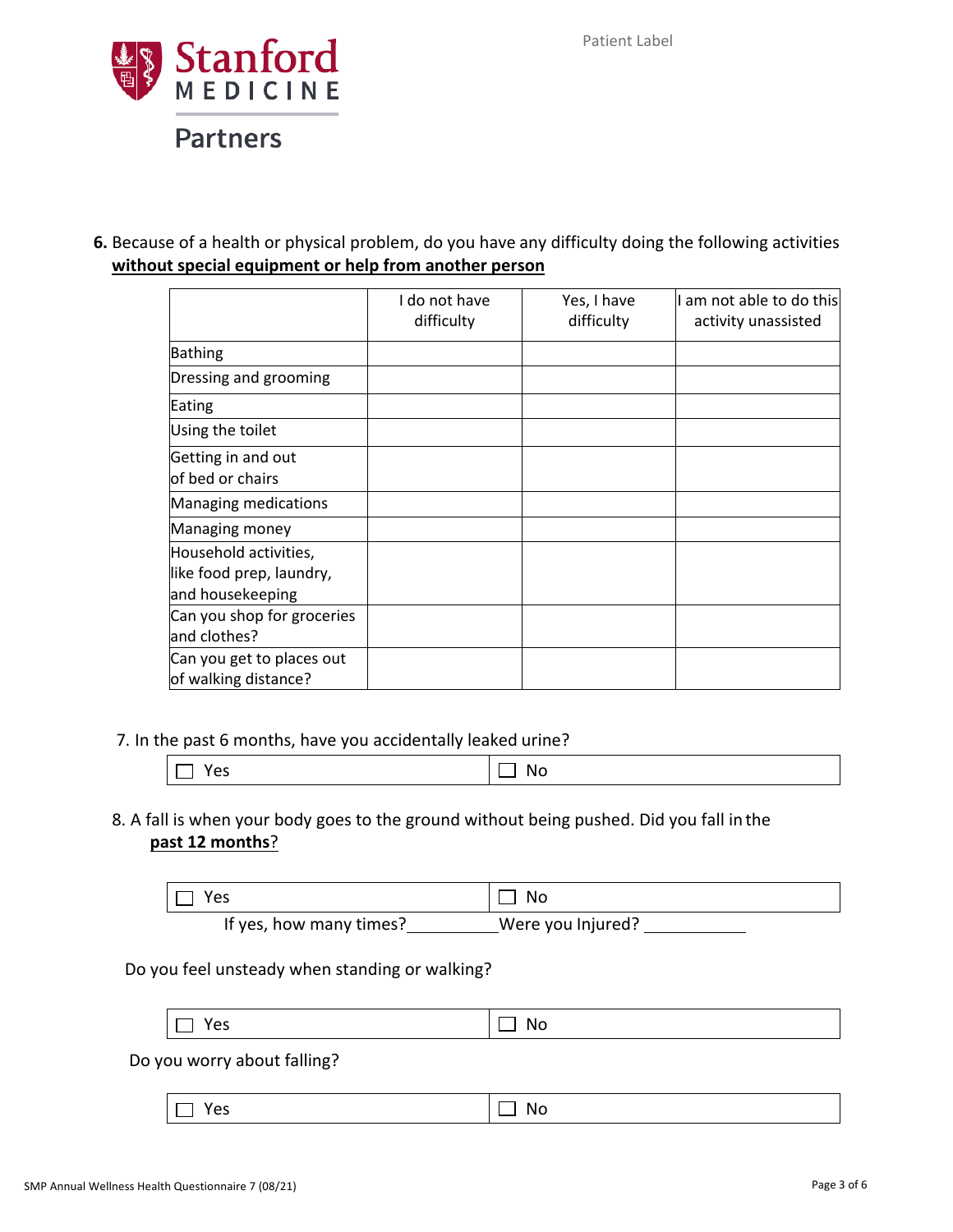Stanford MEDICINE

Partners

Patient Label

**6.** Because of a health or physical problem, do you have any difficulty doing the following activities **without special equipment or help from another person**

| | I do not have difficulty | Yes, I have difficulty | I am not able to do this activity unassisted |
|---|---|---|---|
| Bathing | | | |
| Dressing and grooming | | | |
| Eating | | | |
| Using the toilet | | | |
| Getting in and out of bed or chairs | | | |
| Managing medications | | | |
| Managing money | | | |
| Household activities, like food prep, laundry, and housekeeping | | | |
| Can you shop for groceries and clothes? | | | |
| Can you get to places out of walking distance? | | | |

7. In the past 6 months, have you accidentally leaked urine?

| ☐ Yes | ☐ No |
|---|---|

8. A fall is when your body goes to the ground without being pushed. Did you fall in the **past 12 months**?

| ☐ Yes | ☐ No |
|---|---|

If yes, how many times?__________ Were you Injured? ___________

Do you feel unsteady when standing or walking?

| ☐ Yes | ☐ No |
|---|---|

Do you worry about falling?

| ☐ Yes | ☐ No |
|---|---|

SMP Annual Wellness Health Questionnaire 7 (08/21)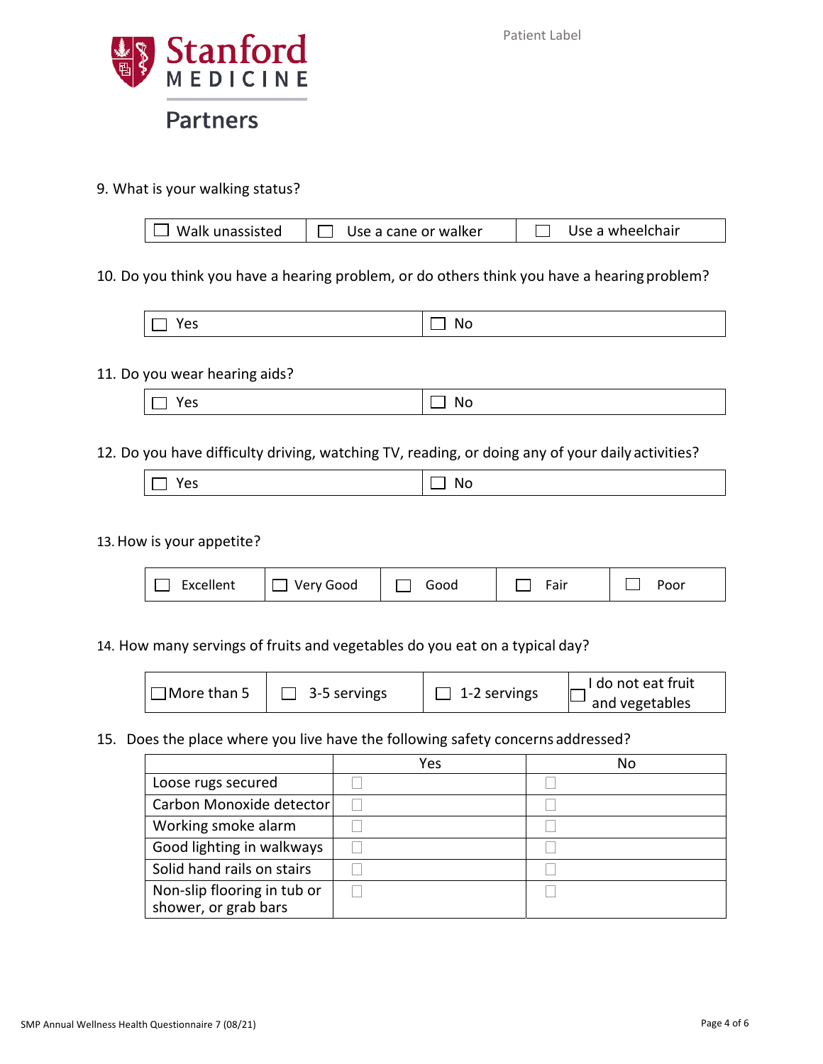Stanford MEDICINE

Partners

Patient Label

9. What is your walking status?

| ☐ Walk unassisted | ☐ Use a cane or walker | ☐ Use a wheelchair |
|---|---|---|

10. Do you think you have a hearing problem, or do others think you have a hearing problem?

| ☐ Yes | ☐ No |
|---|---|

11. Do you wear hearing aids?

| ☐ Yes | ☐ No |
|---|---|

12. Do you have difficulty driving, watching TV, reading, or doing any of your daily activities?

| ☐ Yes | ☐ No |
|---|---|

13. How is your appetite?

| ☐ Excellent | ☐ Very Good | ☐ Good | ☐ Fair | ☐ Poor |
|---|---|---|---|---|

14. How many servings of fruits and vegetables do you eat on a typical day?

| ☐ More than 5 | ☐ 3-5 servings | ☐ 1-2 servings | ☐ I do not eat fruit and vegetables |
|---|---|---|---|

15. Does the place where you live have the following safety concerns addressed?

| | Yes | No |
|---|---|---|
| Loose rugs secured | ☐ | ☐ |
| Carbon Monoxide detector | ☐ | ☐ |
| Working smoke alarm | ☐ | ☐ |
| Good lighting in walkways | ☐ | ☐ |
| Solid hand rails on stairs | ☐ | ☐ |
| Non-slip flooring in tub or shower, or grab bars | ☐ | ☐ |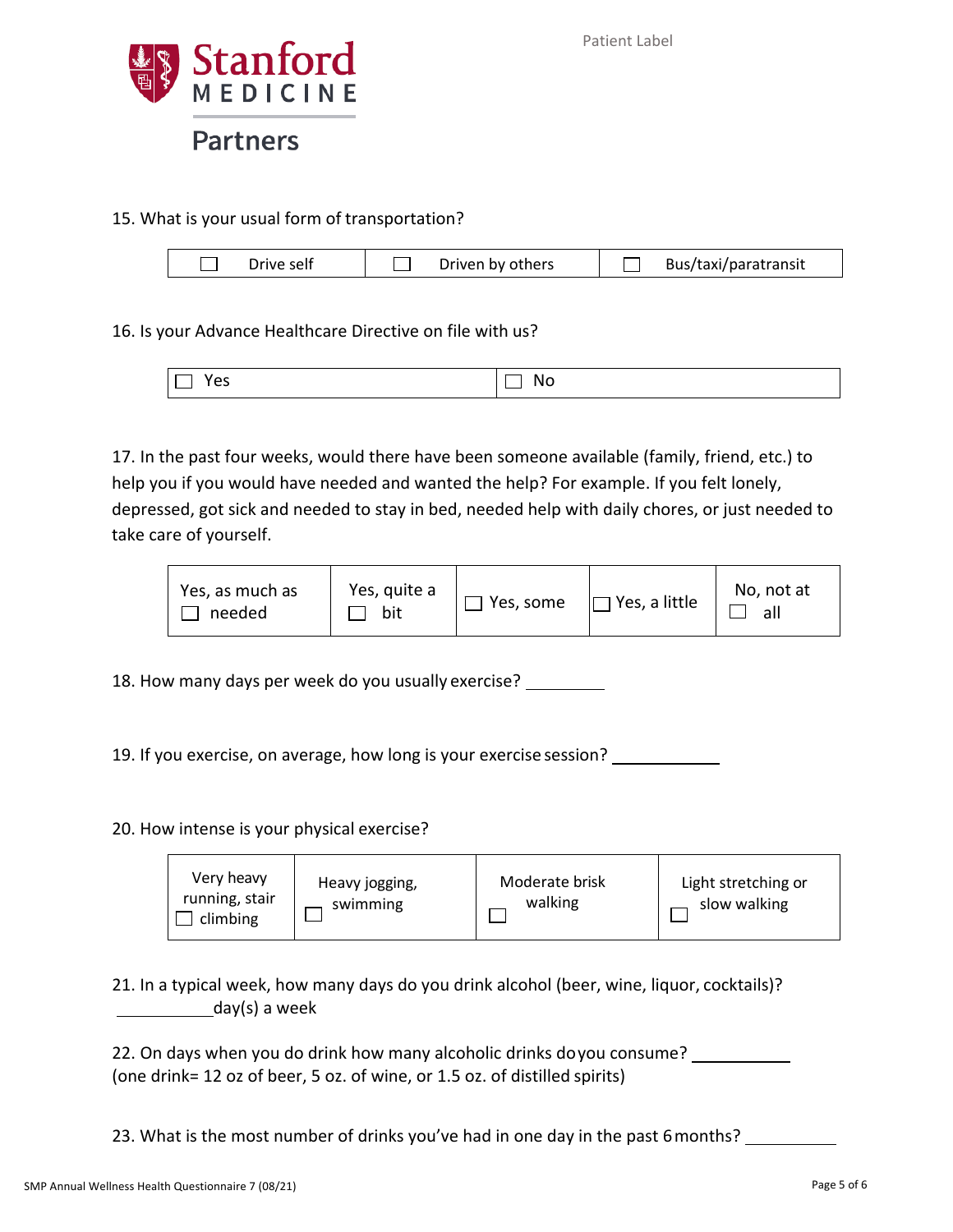Patient Label

Stanford MEDICINE Partners

15. What is your usual form of transportation?

| ☐ Drive self | ☐ Driven by others | ☐ Bus/taxi/paratransit |
|---|---|---|

16. Is your Advance Healthcare Directive on file with us?

| ☐ Yes | ☐ No |
|---|---|

17. In the past four weeks, would there have been someone available (family, friend, etc.) to help you if you would have needed and wanted the help? For example. If you felt lonely, depressed, got sick and needed to stay in bed, needed help with daily chores, or just needed to take care of yourself.

| ☐ Yes, as much as needed | ☐ Yes, quite a bit | ☐ Yes, some | ☐ Yes, a little | ☐ No, not at all |
|---|---|---|---|---|

18. How many days per week do you usually exercise? _________

19. If you exercise, on average, how long is your exercise session? ____________

20. How intense is your physical exercise?

| ☐ Very heavy running, stair climbing | ☐ Heavy jogging, swimming | ☐ Moderate brisk walking | ☐ Light stretching or slow walking |
|---|---|---|---|

21. In a typical week, how many days do you drink alcohol (beer, wine, liquor, cocktails)?
__________day(s) a week

22. On days when you do drink how many alcoholic drinks do you consume? ___________
(one drink= 12 oz of beer, 5 oz. of wine, or 1.5 oz. of distilled spirits)

23. What is the most number of drinks you've had in one day in the past 6 months? __________

SMP Annual Wellness Health Questionnaire 7 (08/21)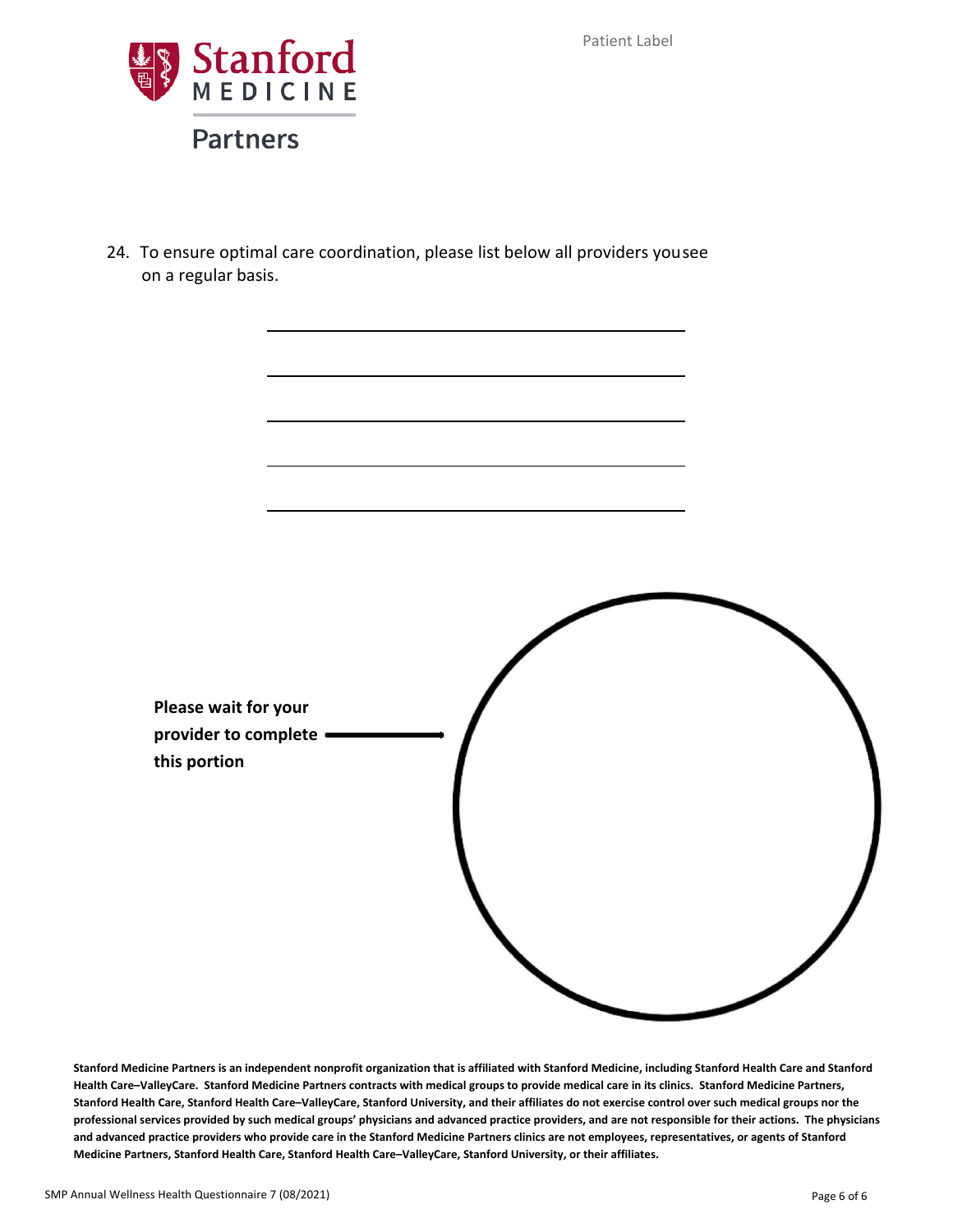Patient Label

**Stanford MEDICINE**

**Partners**

24. To ensure optimal care coordination, please list below all providers you see on a regular basis.

\_\_\_\_\_\_\_\_\_\_\_\_\_\_\_\_\_\_\_\_\_\_\_\_\_\_\_\_\_\_\_\_\_\_\_\_\_\_\_\_

\_\_\_\_\_\_\_\_\_\_\_\_\_\_\_\_\_\_\_\_\_\_\_\_\_\_\_\_\_\_\_\_\_\_\_\_\_\_\_\_

\_\_\_\_\_\_\_\_\_\_\_\_\_\_\_\_\_\_\_\_\_\_\_\_\_\_\_\_\_\_\_\_\_\_\_\_\_\_\_\_

\_\_\_\_\_\_\_\_\_\_\_\_\_\_\_\_\_\_\_\_\_\_\_\_\_\_\_\_\_\_\_\_\_\_\_\_\_\_\_\_

\_\_\_\_\_\_\_\_\_\_\_\_\_\_\_\_\_\_\_\_\_\_\_\_\_\_\_\_\_\_\_\_\_\_\_\_\_\_\_\_

**Please wait for your provider to complete this portion**

**Stanford Medicine Partners is an independent nonprofit organization that is affiliated with Stanford Medicine, including Stanford Health Care and Stanford Health Care–ValleyCare. Stanford Medicine Partners contracts with medical groups to provide medical care in its clinics. Stanford Medicine Partners, Stanford Health Care, Stanford Health Care–ValleyCare, Stanford University, and their affiliates do not exercise control over such medical groups nor the professional services provided by such medical groups' physicians and advanced practice providers, and are not responsible for their actions. The physicians and advanced practice providers who provide care in the Stanford Medicine Partners clinics are not employees, representatives, or agents of Stanford Medicine Partners, Stanford Health Care, Stanford Health Care–ValleyCare, Stanford University, or their affiliates.**

SMP Annual Wellness Health Questionnaire 7 (08/2021)